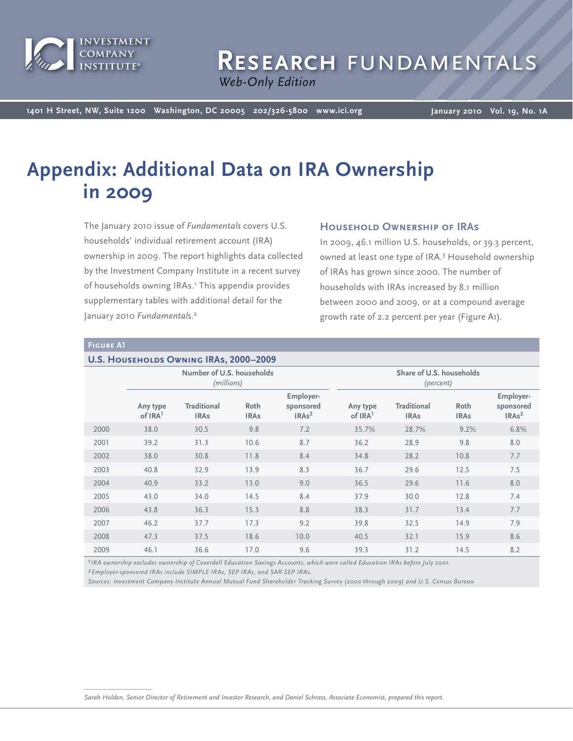# Research Fundamentals

*Web-Only Edition*

1401 H Street, NW, Suite 1200 Washington, DC 20005 202/326-5800 www.ici.org

January 2010 Vol. 19, No. 1A

# Appendix: Additional Data on IRA Ownership in 2009

The January 2010 issue of *Fundamentals* covers U.S. households' individual retirement account (IRA) ownership in 2009. The report highlights data collected by the Investment Company Institute in a recent survey of households owning IRAs.[1] This appendix provides supplementary tables with additional detail for the January 2010 *Fundamentals*.[2]

## Household Ownership of IRAs

In 2009, 46.1 million U.S. households, or 39.3 percent, owned at least one type of IRA.[3] Household ownership of IRAs has grown since 2000. The number of households with IRAs increased by 8.1 million between 2000 and 2009, or at a compound average growth rate of 2.2 percent per year (Figure A1).

**Figure A1**

**U.S. Households Owning IRAs, 2000–2009**

| | Number of U.S. households *(millions)* | | | | Share of U.S. households *(percent)* | | | |
|---|---|---|---|---|---|---|---|---|
| | Any type of IRA[1] | Traditional IRAs | Roth IRAs | Employer-sponsored IRAs[2] | Any type of IRA[1] | Traditional IRAs | Roth IRAs | Employer-sponsored IRAs[2] |
| 2000 | 38.0 | 30.5 | 9.8 | 7.2 | 35.7% | 28.7% | 9.2% | 6.8% |
| 2001 | 39.2 | 31.3 | 10.6 | 8.7 | 36.2 | 28.9 | 9.8 | 8.0 |
| 2002 | 38.0 | 30.8 | 11.8 | 8.4 | 34.8 | 28.2 | 10.8 | 7.7 |
| 2003 | 40.8 | 32.9 | 13.9 | 8.3 | 36.7 | 29.6 | 12.5 | 7.5 |
| 2004 | 40.9 | 33.2 | 13.0 | 9.0 | 36.5 | 29.6 | 11.6 | 8.0 |
| 2005 | 43.0 | 34.0 | 14.5 | 8.4 | 37.9 | 30.0 | 12.8 | 7.4 |
| 2006 | 43.8 | 36.3 | 15.3 | 8.8 | 38.3 | 31.7 | 13.4 | 7.7 |
| 2007 | 46.2 | 37.7 | 17.3 | 9.2 | 39.8 | 32.5 | 14.9 | 7.9 |
| 2008 | 47.3 | 37.5 | 18.6 | 10.0 | 40.5 | 32.1 | 15.9 | 8.6 |
| 2009 | 46.1 | 36.6 | 17.0 | 9.6 | 39.3 | 31.2 | 14.5 | 8.2 |

*[1] IRA ownership excludes ownership of Coverdell Education Savings Accounts, which were called Education IRAs before July 2001.*
*[2] Employer-sponsored IRAs include SIMPLE IRAs, SEP IRAs, and SAR-SEP IRAs.*
*Sources: Investment Company Institute Annual Mutual Fund Shareholder Tracking Survey (2000 through 2009) and U.S. Census Bureau*

*Sarah Holden, Senior Director of Retirement and Investor Research, and Daniel Schrass, Associate Economist, prepared this report.*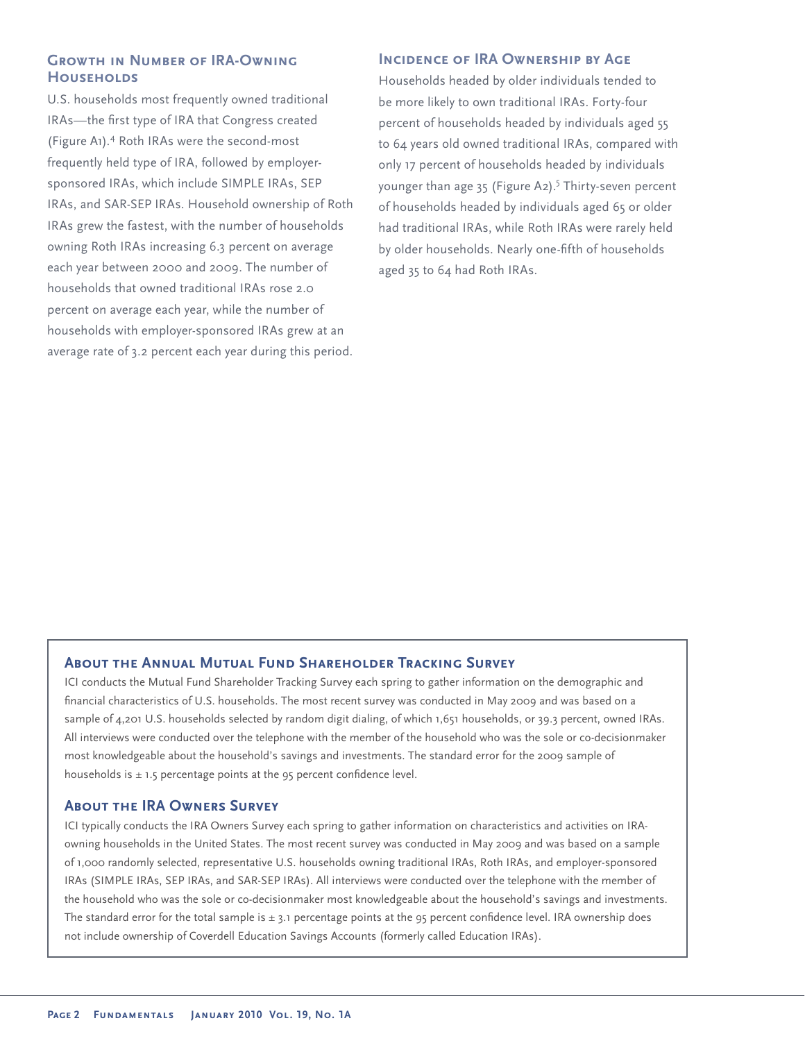## Growth in Number of IRA-Owning Households

U.S. households most frequently owned traditional IRAs—the first type of IRA that Congress created (Figure A1).[4] Roth IRAs were the second-most frequently held type of IRA, followed by employer-sponsored IRAs, which include SIMPLE IRAs, SEP IRAs, and SAR-SEP IRAs. Household ownership of Roth IRAs grew the fastest, with the number of households owning Roth IRAs increasing 6.3 percent on average each year between 2000 and 2009. The number of households that owned traditional IRAs rose 2.0 percent on average each year, while the number of households with employer-sponsored IRAs grew at an average rate of 3.2 percent each year during this period.

## Incidence of IRA Ownership by Age

Households headed by older individuals tended to be more likely to own traditional IRAs. Forty-four percent of households headed by individuals aged 55 to 64 years old owned traditional IRAs, compared with only 17 percent of households headed by individuals younger than age 35 (Figure A2).[5] Thirty-seven percent of households headed by individuals aged 65 or older had traditional IRAs, while Roth IRAs were rarely held by older households. Nearly one-fifth of households aged 35 to 64 had Roth IRAs.

### About the Annual Mutual Fund Shareholder Tracking Survey

ICI conducts the Mutual Fund Shareholder Tracking Survey each spring to gather information on the demographic and financial characteristics of U.S. households. The most recent survey was conducted in May 2009 and was based on a sample of 4,201 U.S. households selected by random digit dialing, of which 1,651 households, or 39.3 percent, owned IRAs. All interviews were conducted over the telephone with the member of the household who was the sole or co-decisionmaker most knowledgeable about the household's savings and investments. The standard error for the 2009 sample of households is ± 1.5 percentage points at the 95 percent confidence level.

### About the IRA Owners Survey

ICI typically conducts the IRA Owners Survey each spring to gather information on characteristics and activities on IRA-owning households in the United States. The most recent survey was conducted in May 2009 and was based on a sample of 1,000 randomly selected, representative U.S. households owning traditional IRAs, Roth IRAs, and employer-sponsored IRAs (SIMPLE IRAs, SEP IRAs, and SAR-SEP IRAs). All interviews were conducted over the telephone with the member of the household who was the sole or co-decisionmaker most knowledgeable about the household's savings and investments. The standard error for the total sample is ± 3.1 percentage points at the 95 percent confidence level. IRA ownership does not include ownership of Coverdell Education Savings Accounts (formerly called Education IRAs).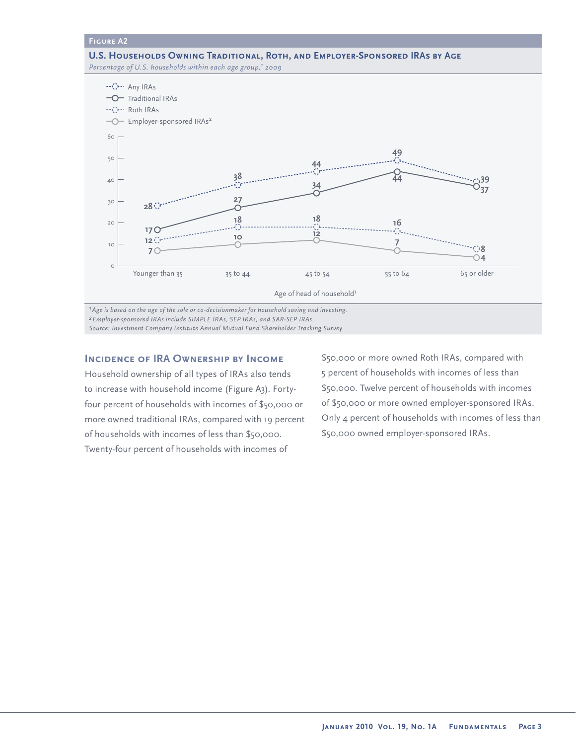**Figure A2**

**U.S. Households Owning Traditional, Roth, and Employer-Sponsored IRAs by Age**

*Percentage of U.S. households within each age group,[1] 2009*

| Age of head of household[1] | Any IRAs | Traditional IRAs | Roth IRAs | Employer-sponsored IRAs[2] |
|---|---|---|---|---|
| Younger than 35 | 28 | 17 | 12 | 7 |
| 35 to 44 | 38 | 27 | 18 | 10 |
| 45 to 54 | 44 | 34 | 18 | 12 |
| 55 to 64 | 49 | 44 | 16 | 7 |
| 65 or older | 39 | 37 | 8 | 4 |

*[1] Age is based on the age of the sole or co-decisionmaker for household saving and investing.*
*[2] Employer-sponsored IRAs include SIMPLE IRAs, SEP IRAs, and SAR-SEP IRAs.*
*Source: Investment Company Institute Annual Mutual Fund Shareholder Tracking Survey*

## Incidence of IRA Ownership by Income

Household ownership of all types of IRAs also tends to increase with household income (Figure A3). Forty-four percent of households with incomes of $50,000 or more owned traditional IRAs, compared with 19 percent of households with incomes of less than $50,000. Twenty-four percent of households with incomes of $50,000 or more owned Roth IRAs, compared with 5 percent of households with incomes of less than $50,000. Twelve percent of households with incomes of $50,000 or more owned employer-sponsored IRAs. Only 4 percent of households with incomes of less than $50,000 owned employer-sponsored IRAs.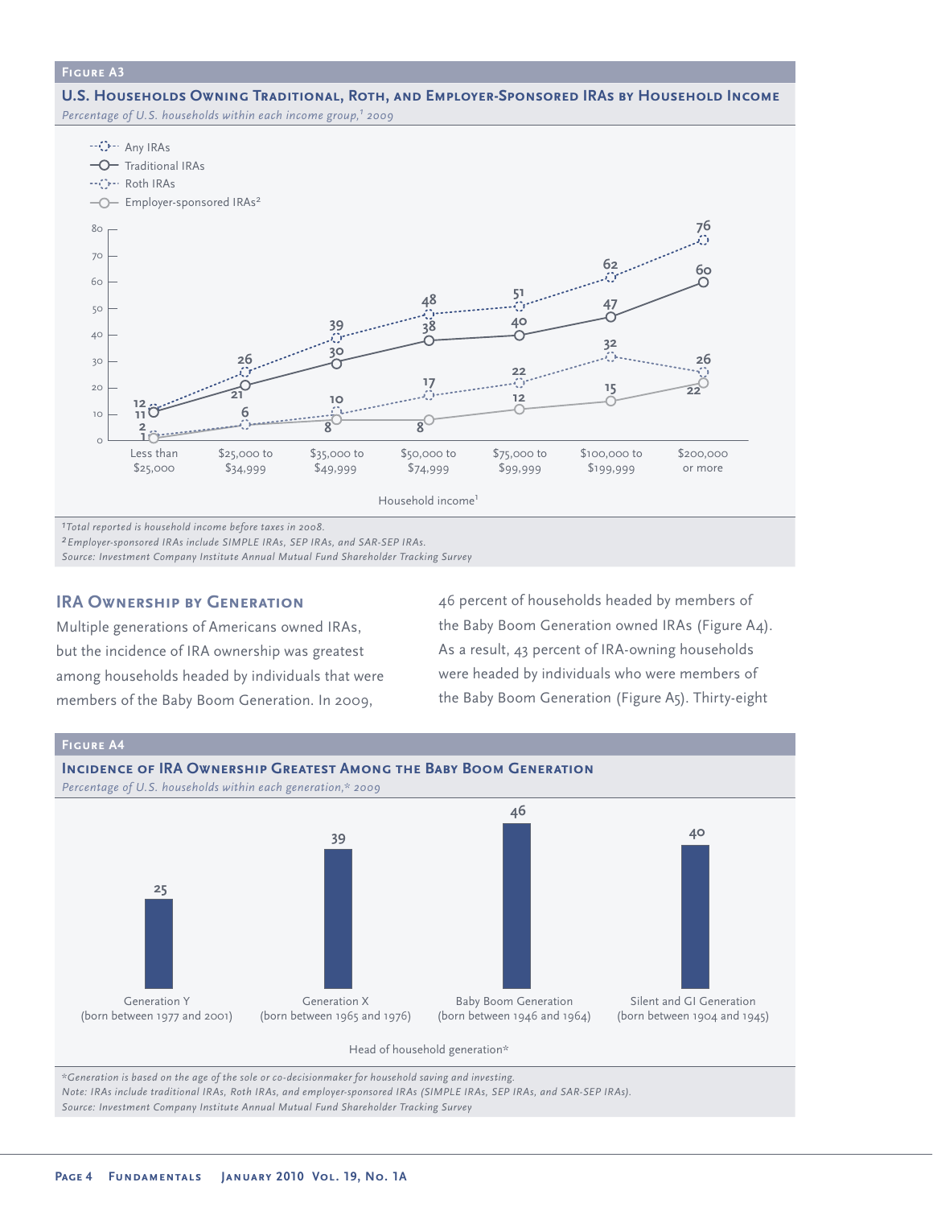**Figure A3**

**U.S. Households Owning Traditional, Roth, and Employer-Sponsored IRAs by Household Income**

*Percentage of U.S. households within each income group,[1] 2009*

| Household income[1] | Any IRAs | Traditional IRAs | Roth IRAs | Employer-sponsored IRAs[2] |
|---|---|---|---|---|
| Less than $25,000 | 12 | 11 | 2 | 1 |
| $25,000 to $34,999 | 26 | 21 | 6 | 6 |
| $35,000 to $49,999 | 39 | 30 | 10 | 8 |
| $50,000 to $74,999 | 48 | 38 | 17 | 8 |
| $75,000 to $99,999 | 51 | 40 | 22 | 12 |
| $100,000 to $199,999 | 62 | 47 | 32 | 15 |
| $200,000 or more | 76 | 60 | 26 | 22 |

*[1]Total reported is household income before taxes in 2008.*
*[2]Employer-sponsored IRAs include SIMPLE IRAs, SEP IRAs, and SAR-SEP IRAs.*
*Source: Investment Company Institute Annual Mutual Fund Shareholder Tracking Survey*

## IRA Ownership by Generation

Multiple generations of Americans owned IRAs, but the incidence of IRA ownership was greatest among households headed by individuals that were members of the Baby Boom Generation. In 2009, 46 percent of households headed by members of the Baby Boom Generation owned IRAs (Figure A4). As a result, 43 percent of IRA-owning households were headed by individuals who were members of the Baby Boom Generation (Figure A5). Thirty-eight

**Figure A4**

**Incidence of IRA Ownership Greatest Among the Baby Boom Generation**

*Percentage of U.S. households within each generation,* 2009*

| Head of household generation* | Percentage |
|---|---|
| Generation Y (born between 1977 and 2001) | 25 |
| Generation X (born between 1965 and 1976) | 39 |
| Baby Boom Generation (born between 1946 and 1964) | 46 |
| Silent and GI Generation (born between 1904 and 1945) | 40 |

*\*Generation is based on the age of the sole or co-decisionmaker for household saving and investing.*
*Note: IRAs include traditional IRAs, Roth IRAs, and employer-sponsored IRAs (SIMPLE IRAs, SEP IRAs, and SAR-SEP IRAs).*
*Source: Investment Company Institute Annual Mutual Fund Shareholder Tracking Survey*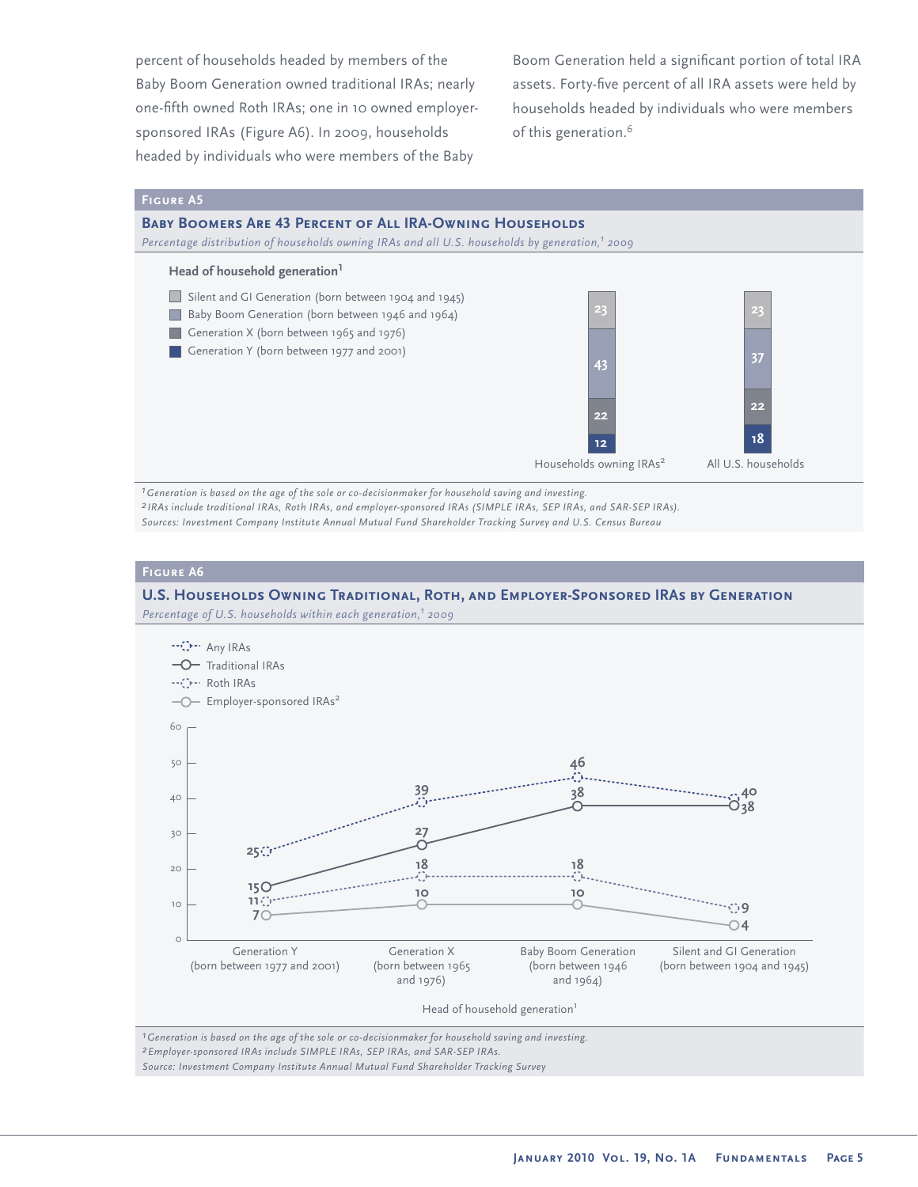percent of households headed by members of the Baby Boom Generation owned traditional IRAs; nearly one-fifth owned Roth IRAs; one in 10 owned employer-sponsored IRAs (Figure A6). In 2009, households headed by individuals who were members of the Baby Boom Generation held a significant portion of total IRA assets. Forty-five percent of all IRA assets were held by households headed by individuals who were members of this generation.[6]

**Figure A5**

**Baby Boomers Are 43 Percent of All IRA-Owning Households**

*Percentage distribution of households owning IRAs and all U.S. households by generation,[1] 2009*

| Head of household generation[1] | Households owning IRAs[2] | All U.S. households |
|---|---|---|
| Silent and GI Generation (born between 1904 and 1945) | 23 | 23 |
| Baby Boom Generation (born between 1946 and 1964) | 43 | 37 |
| Generation X (born between 1965 and 1976) | 22 | 22 |
| Generation Y (born between 1977 and 2001) | 12 | 18 |

*[1] Generation is based on the age of the sole or co-decisionmaker for household saving and investing.*
*[2] IRAs include traditional IRAs, Roth IRAs, and employer-sponsored IRAs (SIMPLE IRAs, SEP IRAs, and SAR-SEP IRAs).*
*Sources: Investment Company Institute Annual Mutual Fund Shareholder Tracking Survey and U.S. Census Bureau*

**Figure A6**

**U.S. Households Owning Traditional, Roth, and Employer-Sponsored IRAs by Generation**

*Percentage of U.S. households within each generation,[1] 2009*

| Head of household generation[1] | Any IRAs | Traditional IRAs | Roth IRAs | Employer-sponsored IRAs[2] |
|---|---|---|---|---|
| Generation Y (born between 1977 and 2001) | 25 | 15 | 11 | 7 |
| Generation X (born between 1965 and 1976) | 39 | 27 | 18 | 10 |
| Baby Boom Generation (born between 1946 and 1964) | 46 | 38 | 18 | 10 |
| Silent and GI Generation (born between 1904 and 1945) | 40 | 38 | 9 | 4 |

*[1] Generation is based on the age of the sole or co-decisionmaker for household saving and investing.*
*[2] Employer-sponsored IRAs include SIMPLE IRAs, SEP IRAs, and SAR-SEP IRAs.*
*Source: Investment Company Institute Annual Mutual Fund Shareholder Tracking Survey*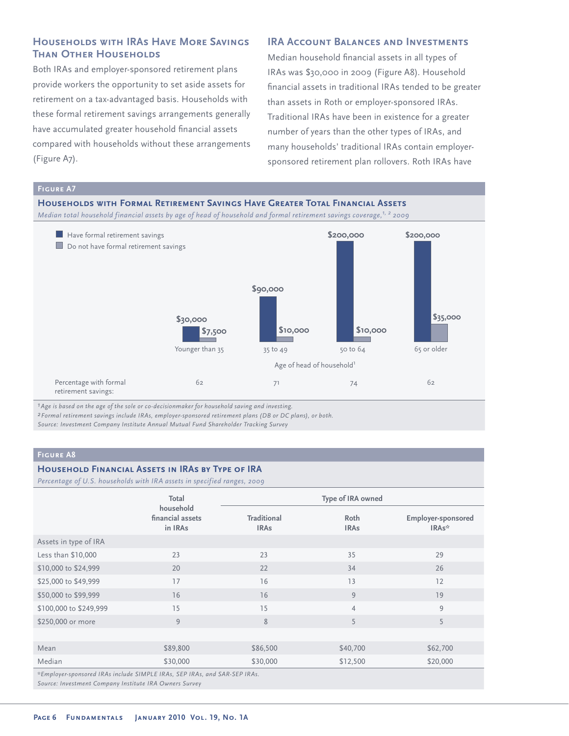## Households with IRAs Have More Savings Than Other Households

Both IRAs and employer-sponsored retirement plans provide workers the opportunity to set aside assets for retirement on a tax-advantaged basis. Households with these formal retirement savings arrangements generally have accumulated greater household financial assets compared with households without these arrangements (Figure A7).

## IRA Account Balances and Investments

Median household financial assets in all types of IRAs was $30,000 in 2009 (Figure A8). Household financial assets in traditional IRAs tended to be greater than assets in Roth or employer-sponsored IRAs. Traditional IRAs have been in existence for a greater number of years than the other types of IRAs, and many households' traditional IRAs contain employer-sponsored retirement plan rollovers. Roth IRAs have

### Figure A7

### Households with Formal Retirement Savings Have Greater Total Financial Assets

*Median total household financial assets by age of head of household and formal retirement savings coverage,[1,2] 2009*

| Age of head of household[1] | Younger than 35 | 35 to 49 | 50 to 64 | 65 or older |
|---|---|---|---|---|
| Have formal retirement savings | $30,000 | $90,000 | $200,000 | $200,000 |
| Do not have formal retirement savings | $7,500 | $10,000 | $10,000 | $35,000 |
| Percentage with formal retirement savings: | 62 | 71 | 74 | 62 |

[1] *Age is based on the age of the sole or co-decisionmaker for household saving and investing.*
[2] *Formal retirement savings include IRAs, employer-sponsored retirement plans (DB or DC plans), or both.*
*Source: Investment Company Institute Annual Mutual Fund Shareholder Tracking Survey*

### Figure A8

### Household Financial Assets in IRAs by Type of IRA

*Percentage of U.S. households with IRA assets in specified ranges, 2009*

| | Total household financial assets in IRAs | Type of IRA owned | | |
|---|---|---|---|---|
| | | Traditional IRAs | Roth IRAs | Employer-sponsored IRAs* |
| Assets in type of IRA | | | | |
| Less than $10,000 | 23 | 23 | 35 | 29 |
| $10,000 to $24,999 | 20 | 22 | 34 | 26 |
| $25,000 to $49,999 | 17 | 16 | 13 | 12 |
| $50,000 to $99,999 | 16 | 16 | 9 | 19 |
| $100,000 to $249,999 | 15 | 15 | 4 | 9 |
| $250,000 or more | 9 | 8 | 5 | 5 |
| Mean | $89,800 | $86,500 | $40,700 | $62,700 |
| Median | $30,000 | $30,000 | $12,500 | $20,000 |

*Employer-sponsored IRAs include SIMPLE IRAs, SEP IRAs, and SAR-SEP IRAs.
*Source: Investment Company Institute IRA Owners Survey*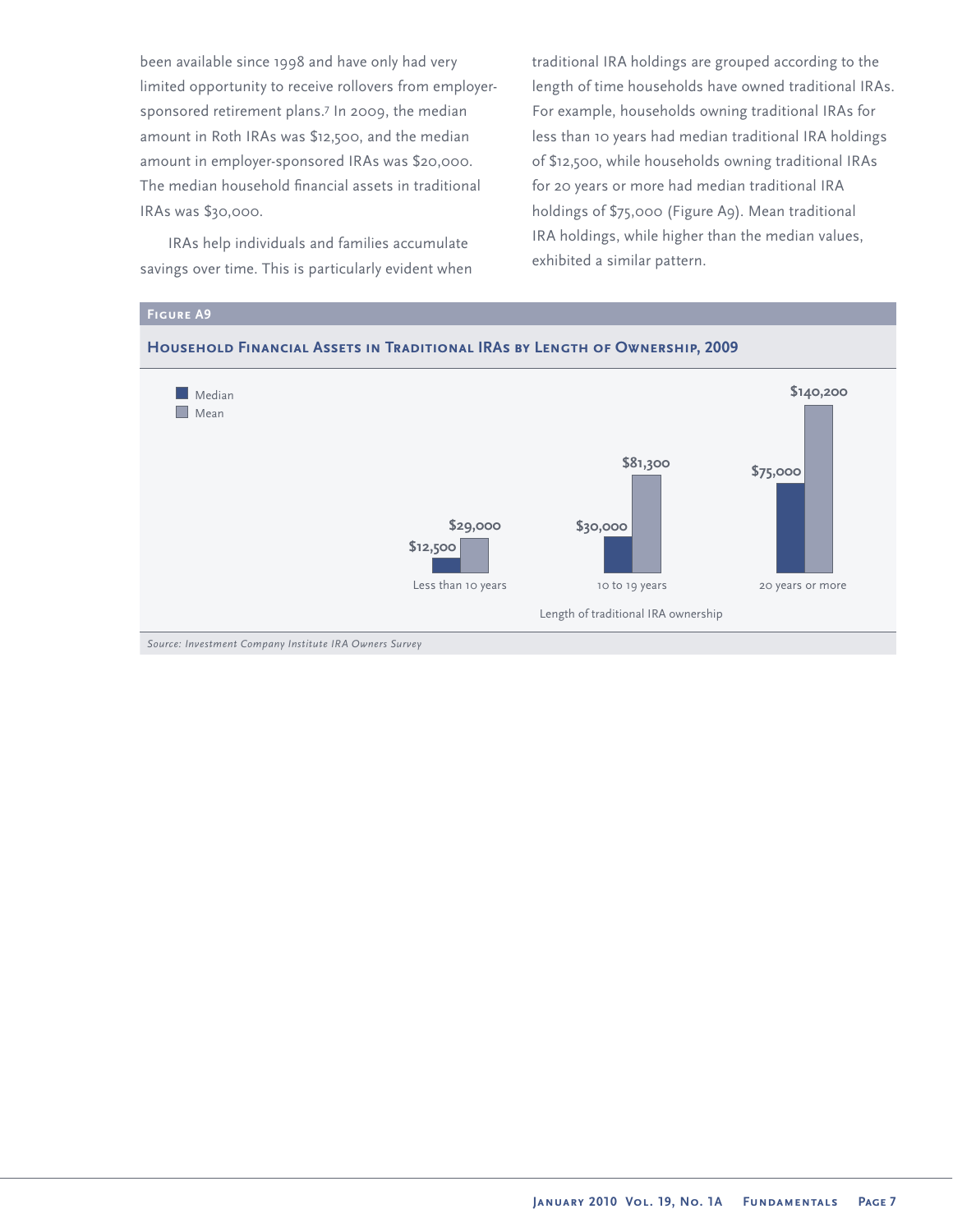been available since 1998 and have only had very limited opportunity to receive rollovers from employer-sponsored retirement plans.[7] In 2009, the median amount in Roth IRAs was $12,500, and the median amount in employer-sponsored IRAs was $20,000. The median household financial assets in traditional IRAs was $30,000.

IRAs help individuals and families accumulate savings over time. This is particularly evident when traditional IRA holdings are grouped according to the length of time households have owned traditional IRAs. For example, households owning traditional IRAs for less than 10 years had median traditional IRA holdings of $12,500, while households owning traditional IRAs for 20 years or more had median traditional IRA holdings of $75,000 (Figure A9). Mean traditional IRA holdings, while higher than the median values, exhibited a similar pattern.

**Figure A9**

**Household Financial Assets in Traditional IRAs by Length of Ownership, 2009**

| Length of traditional IRA ownership | Median | Mean |
|---|---|---|
| Less than 10 years | $12,500 | $29,000 |
| 10 to 19 years | $30,000 | $81,300 |
| 20 years or more | $75,000 | $140,200 |

*Source: Investment Company Institute IRA Owners Survey*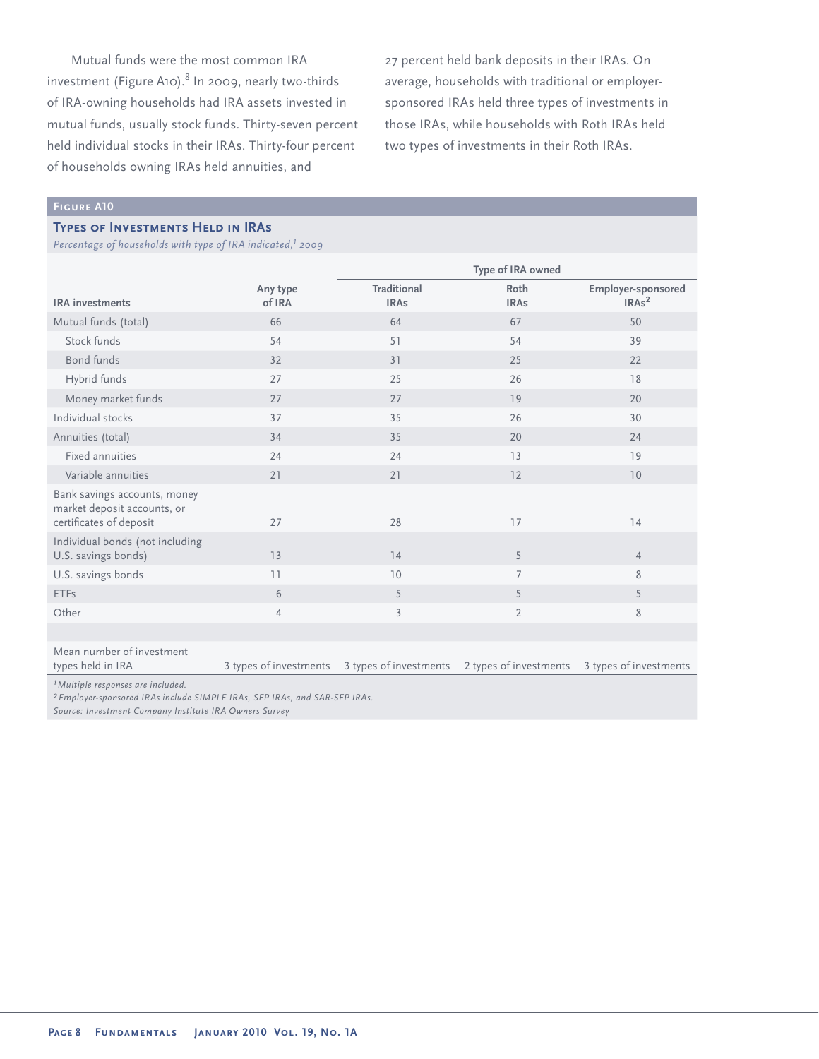Mutual funds were the most common IRA investment (Figure A10).[8] In 2009, nearly two-thirds of IRA-owning households had IRA assets invested in mutual funds, usually stock funds. Thirty-seven percent held individual stocks in their IRAs. Thirty-four percent of households owning IRAs held annuities, and 27 percent held bank deposits in their IRAs. On average, households with traditional or employer-sponsored IRAs held three types of investments in those IRAs, while households with Roth IRAs held two types of investments in their Roth IRAs.

**Figure A10**

## Types of Investments Held in IRAs

*Percentage of households with type of IRA indicated,[1] 2009*

| | | Type of IRA owned | | |
|---|---|---|---|---|
| **IRA investments** | **Any type of IRA** | **Traditional IRAs** | **Roth IRAs** | **Employer-sponsored IRAs[2]** |
| Mutual funds (total) | 66 | 64 | 67 | 50 |
| Stock funds | 54 | 51 | 54 | 39 |
| Bond funds | 32 | 31 | 25 | 22 |
| Hybrid funds | 27 | 25 | 26 | 18 |
| Money market funds | 27 | 27 | 19 | 20 |
| Individual stocks | 37 | 35 | 26 | 30 |
| Annuities (total) | 34 | 35 | 20 | 24 |
| Fixed annuities | 24 | 24 | 13 | 19 |
| Variable annuities | 21 | 21 | 12 | 10 |
| Bank savings accounts, money market deposit accounts, or certificates of deposit | 27 | 28 | 17 | 14 |
| Individual bonds (not including U.S. savings bonds) | 13 | 14 | 5 | 4 |
| U.S. savings bonds | 11 | 10 | 7 | 8 |
| ETFs | 6 | 5 | 5 | 5 |
| Other | 4 | 3 | 2 | 8 |
| Mean number of investment types held in IRA | 3 types of investments | 3 types of investments | 2 types of investments | 3 types of investments |

*[1] Multiple responses are included.*
*[2] Employer-sponsored IRAs include SIMPLE IRAs, SEP IRAs, and SAR-SEP IRAs.*
*Source: Investment Company Institute IRA Owners Survey*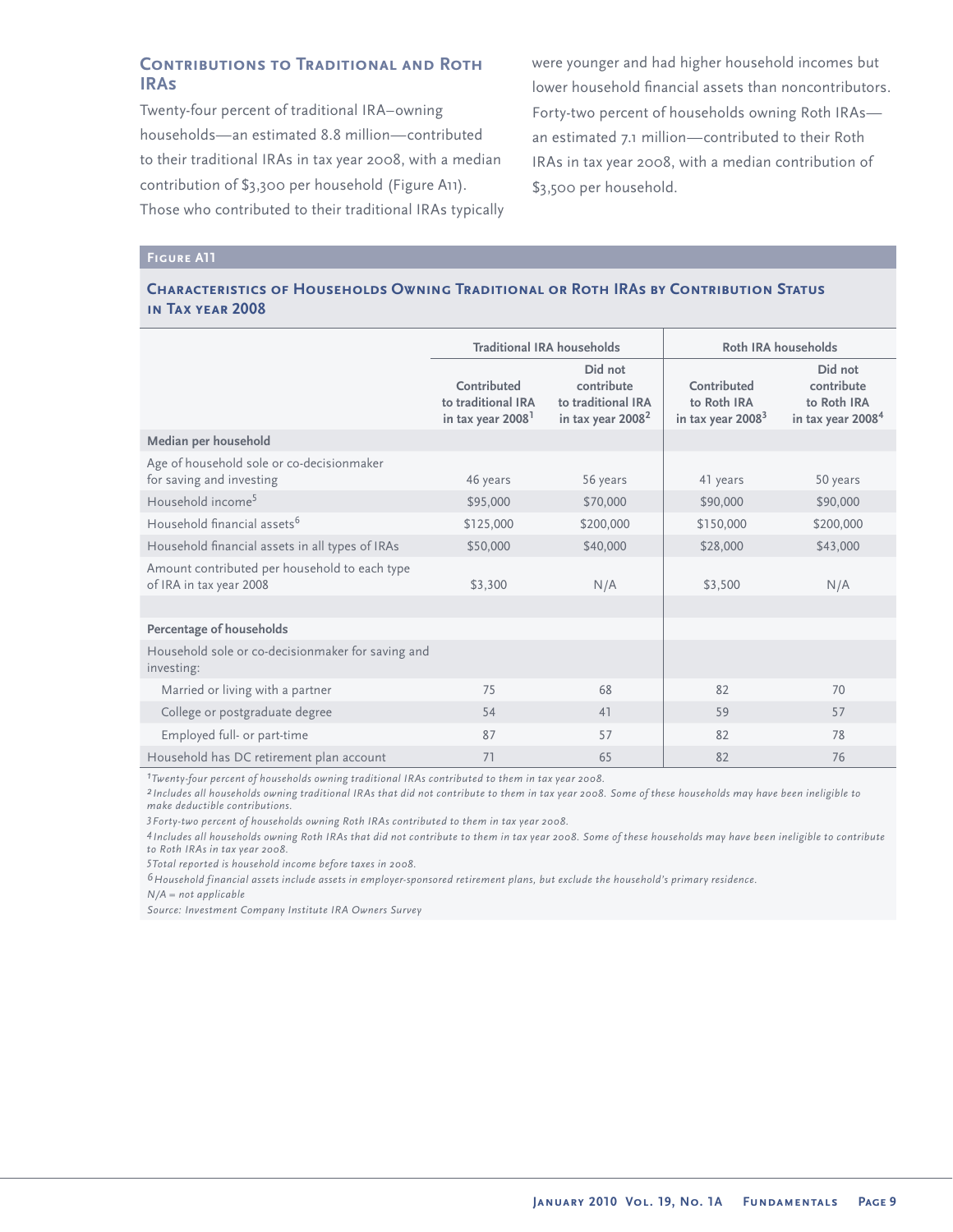## Contributions to Traditional and Roth IRAs

Twenty-four percent of traditional IRA–owning households—an estimated 8.8 million—contributed to their traditional IRAs in tax year 2008, with a median contribution of $3,300 per household (Figure A11). Those who contributed to their traditional IRAs typically were younger and had higher household incomes but lower household financial assets than noncontributors. Forty-two percent of households owning Roth IRAs—an estimated 7.1 million—contributed to their Roth IRAs in tax year 2008, with a median contribution of $3,500 per household.

**Figure A11**

**Characteristics of Households Owning Traditional or Roth IRAs by Contribution Status in Tax year 2008**

| | Traditional IRA households | | Roth IRA households | |
|---|---|---|---|---|
| | Contributed to traditional IRA in tax year 2008[1] | Did not contribute to traditional IRA in tax year 2008[2] | Contributed to Roth IRA in tax year 2008[3] | Did not contribute to Roth IRA in tax year 2008[4] |
| **Median per household** | | | | |
| Age of household sole or co-decisionmaker for saving and investing | 46 years | 56 years | 41 years | 50 years |
| Household income[5] | $95,000 | $70,000 | $90,000 | $90,000 |
| Household financial assets[6] | $125,000 | $200,000 | $150,000 | $200,000 |
| Household financial assets in all types of IRAs | $50,000 | $40,000 | $28,000 | $43,000 |
| Amount contributed per household to each type of IRA in tax year 2008 | $3,300 | N/A | $3,500 | N/A |
| **Percentage of households** | | | | |
| Household sole or co-decisionmaker for saving and investing: | | | | |
| Married or living with a partner | 75 | 68 | 82 | 70 |
| College or postgraduate degree | 54 | 41 | 59 | 57 |
| Employed full- or part-time | 87 | 57 | 82 | 78 |
| Household has DC retirement plan account | 71 | 65 | 82 | 76 |

*[1] Twenty-four percent of households owning traditional IRAs contributed to them in tax year 2008.*

*[2] Includes all households owning traditional IRAs that did not contribute to them in tax year 2008. Some of these households may have been ineligible to make deductible contributions.*

*[3] Forty-two percent of households owning Roth IRAs contributed to them in tax year 2008.*

*[4] Includes all households owning Roth IRAs that did not contribute to them in tax year 2008. Some of these households may have been ineligible to contribute to Roth IRAs in tax year 2008.*

*[5] Total reported is household income before taxes in 2008.*

*[6] Household financial assets include assets in employer-sponsored retirement plans, but exclude the household's primary residence.*

*N/A = not applicable*

*Source: Investment Company Institute IRA Owners Survey*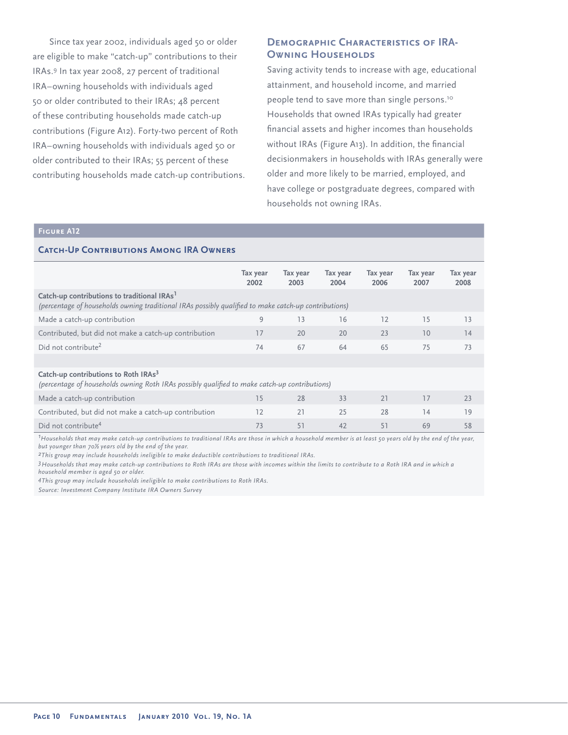Since tax year 2002, individuals aged 50 or older are eligible to make "catch-up" contributions to their IRAs.[9] In tax year 2008, 27 percent of traditional IRA–owning households with individuals aged 50 or older contributed to their IRAs; 48 percent of these contributing households made catch-up contributions (Figure A12). Forty-two percent of Roth IRA–owning households with individuals aged 50 or older contributed to their IRAs; 55 percent of these contributing households made catch-up contributions.

## Demographic Characteristics of IRA-Owning Households

Saving activity tends to increase with age, educational attainment, and household income, and married people tend to save more than single persons.[10] Households that owned IRAs typically had greater financial assets and higher incomes than households without IRAs (Figure A13). In addition, the financial decisionmakers in households with IRAs generally were older and more likely to be married, employed, and have college or postgraduate degrees, compared with households not owning IRAs.

**Figure A12**

**Catch-Up Contributions Among IRA Owners**

| | Tax year 2002 | Tax year 2003 | Tax year 2004 | Tax year 2006 | Tax year 2007 | Tax year 2008 |
|---|---|---|---|---|---|---|
| **Catch-up contributions to traditional IRAs[1]** *(percentage of households owning traditional IRAs possibly qualified to make catch-up contributions)* | | | | | | |
| Made a catch-up contribution | 9 | 13 | 16 | 12 | 15 | 13 |
| Contributed, but did not make a catch-up contribution | 17 | 20 | 20 | 23 | 10 | 14 |
| Did not contribute[2] | 74 | 67 | 64 | 65 | 75 | 73 |
| **Catch-up contributions to Roth IRAs[3]** *(percentage of households owning Roth IRAs possibly qualified to make catch-up contributions)* | | | | | | |
| Made a catch-up contribution | 15 | 28 | 33 | 21 | 17 | 23 |
| Contributed, but did not make a catch-up contribution | 12 | 21 | 25 | 28 | 14 | 19 |
| Did not contribute[4] | 73 | 51 | 42 | 51 | 69 | 58 |

[1] *Households that may make catch-up contributions to traditional IRAs are those in which a household member is at least 50 years old by the end of the year, but younger than 70½ years old by the end of the year.*

[2] *This group may include households ineligible to make deductible contributions to traditional IRAs.*

[3] *Households that may make catch-up contributions to Roth IRAs are those with incomes within the limits to contribute to a Roth IRA and in which a household member is aged 50 or older.*

[4] *This group may include households ineligible to make contributions to Roth IRAs.*

*Source: Investment Company Institute IRA Owners Survey*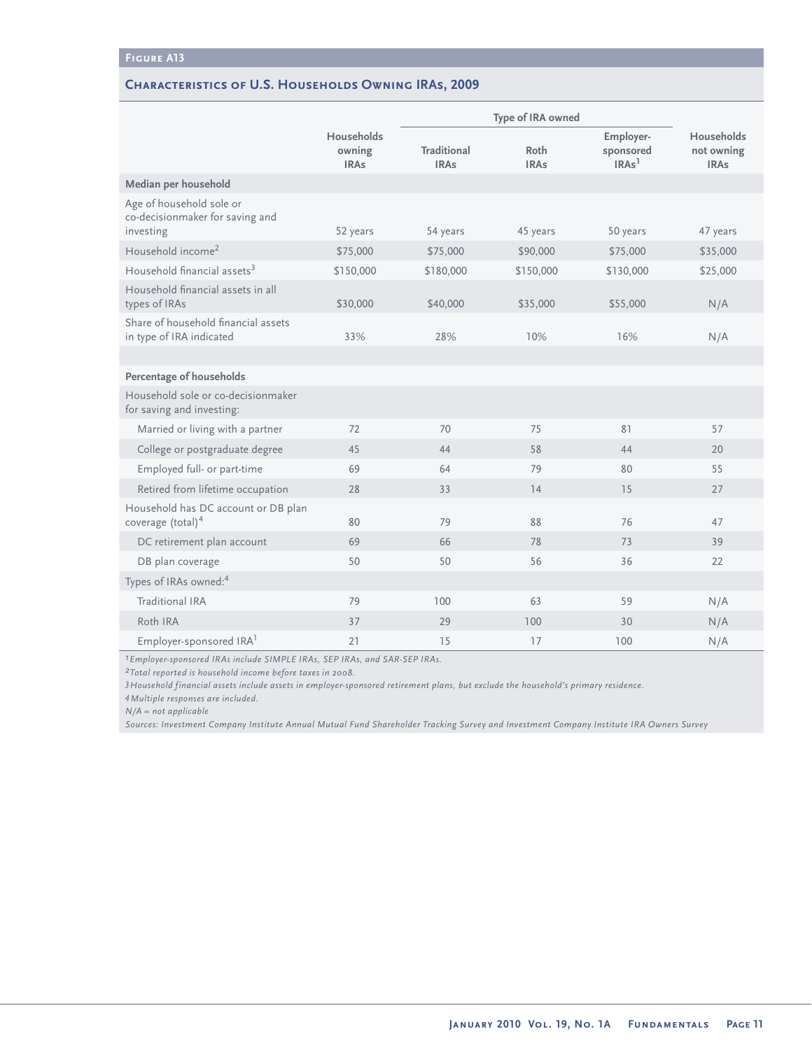## Figure A13

### Characteristics of U.S. Households Owning IRAs, 2009

| | Households owning IRAs | Type of IRA owned | | | Households not owning IRAs |
|---|---|---|---|---|---|
| | | Traditional IRAs | Roth IRAs | Employer-sponsored IRAs[1] | |
| **Median per household** | | | | | |
| Age of household sole or co-decisionmaker for saving and investing | 52 years | 54 years | 45 years | 50 years | 47 years |
| Household income[2] | $75,000 | $75,000 | $90,000 | $75,000 | $35,000 |
| Household financial assets[3] | $150,000 | $180,000 | $150,000 | $130,000 | $25,000 |
| Household financial assets in all types of IRAs | $30,000 | $40,000 | $35,000 | $55,000 | N/A |
| Share of household financial assets in type of IRA indicated | 33% | 28% | 10% | 16% | N/A |
| **Percentage of households** | | | | | |
| Household sole or co-decisionmaker for saving and investing: | | | | | |
| Married or living with a partner | 72 | 70 | 75 | 81 | 57 |
| College or postgraduate degree | 45 | 44 | 58 | 44 | 20 |
| Employed full- or part-time | 69 | 64 | 79 | 80 | 55 |
| Retired from lifetime occupation | 28 | 33 | 14 | 15 | 27 |
| Household has DC account or DB plan coverage (total)[4] | 80 | 79 | 88 | 76 | 47 |
| DC retirement plan account | 69 | 66 | 78 | 73 | 39 |
| DB plan coverage | 50 | 50 | 56 | 36 | 22 |
| Types of IRAs owned:[4] | | | | | |
| Traditional IRA | 79 | 100 | 63 | 59 | N/A |
| Roth IRA | 37 | 29 | 100 | 30 | N/A |
| Employer-sponsored IRA[1] | 21 | 15 | 17 | 100 | N/A |

*[1] Employer-sponsored IRAs include SIMPLE IRAs, SEP IRAs, and SAR-SEP IRAs.*

*[2] Total reported is household income before taxes in 2008.*

*[3] Household financial assets include assets in employer-sponsored retirement plans, but exclude the household's primary residence.*

*[4] Multiple responses are included.*

*N/A = not applicable*

*Sources: Investment Company Institute Annual Mutual Fund Shareholder Tracking Survey and Investment Company Institute IRA Owners Survey*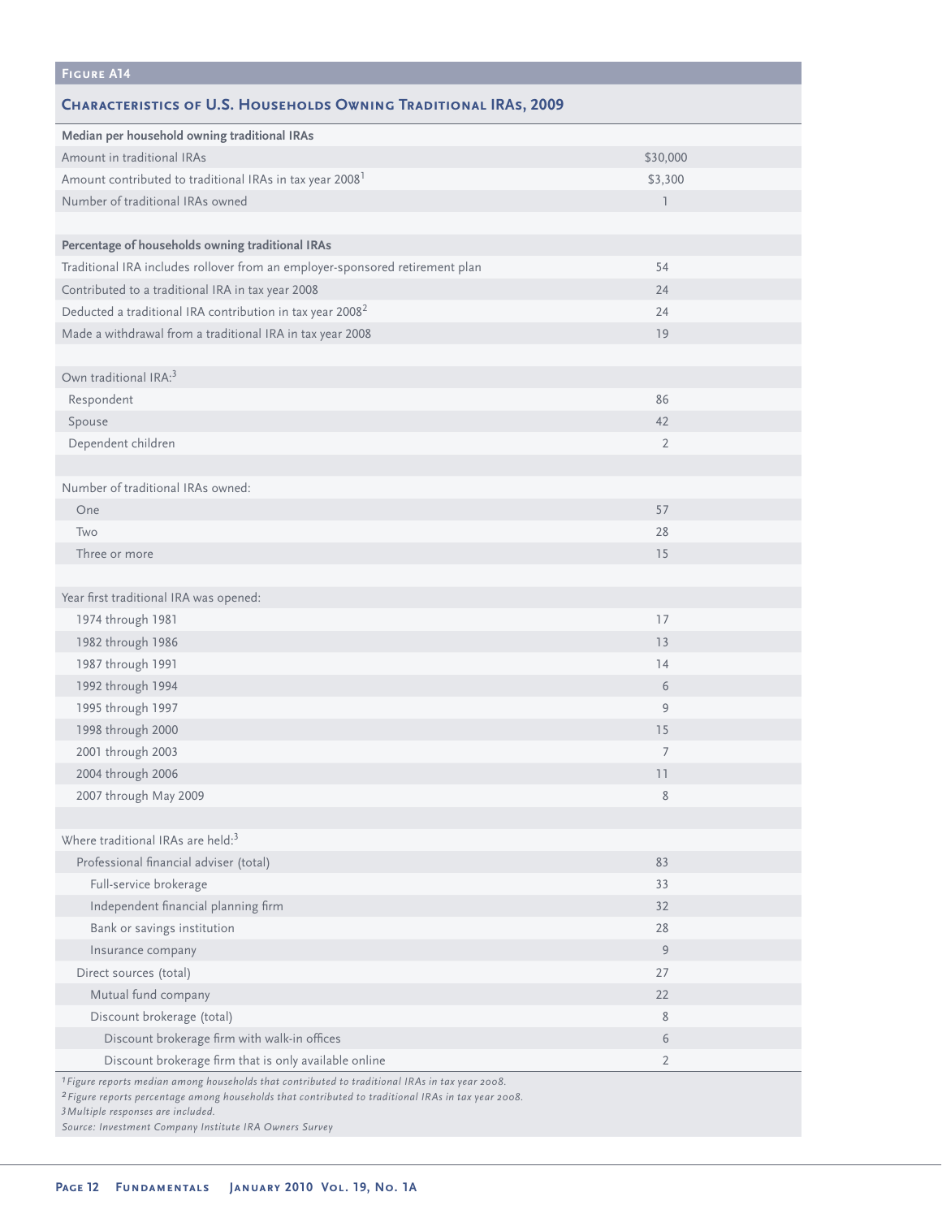**FIGURE A14**

## CHARACTERISTICS OF U.S. HOUSEHOLDS OWNING TRADITIONAL IRAs, 2009

| | |
|---|---|
| **Median per household owning traditional IRAs** | |
| Amount in traditional IRAs | $30,000 |
| Amount contributed to traditional IRAs in tax year 2008[1] | $3,300 |
| Number of traditional IRAs owned | 1 |
| | |
| **Percentage of households owning traditional IRAs** | |
| Traditional IRA includes rollover from an employer-sponsored retirement plan | 54 |
| Contributed to a traditional IRA in tax year 2008 | 24 |
| Deducted a traditional IRA contribution in tax year 2008[2] | 24 |
| Made a withdrawal from a traditional IRA in tax year 2008 | 19 |
| | |
| Own traditional IRA:[3] | |
| Respondent | 86 |
| Spouse | 42 |
| Dependent children | 2 |
| | |
| Number of traditional IRAs owned: | |
| One | 57 |
| Two | 28 |
| Three or more | 15 |
| | |
| Year first traditional IRA was opened: | |
| 1974 through 1981 | 17 |
| 1982 through 1986 | 13 |
| 1987 through 1991 | 14 |
| 1992 through 1994 | 6 |
| 1995 through 1997 | 9 |
| 1998 through 2000 | 15 |
| 2001 through 2003 | 7 |
| 2004 through 2006 | 11 |
| 2007 through May 2009 | 8 |
| | |
| Where traditional IRAs are held:[3] | |
| Professional financial adviser (total) | 83 |
| Full-service brokerage | 33 |
| Independent financial planning firm | 32 |
| Bank or savings institution | 28 |
| Insurance company | 9 |
| Direct sources (total) | 27 |
| Mutual fund company | 22 |
| Discount brokerage (total) | 8 |
| Discount brokerage firm with walk-in offices | 6 |
| Discount brokerage firm that is only available online | 2 |

*[1] Figure reports median among households that contributed to traditional IRAs in tax year 2008.*
*[2] Figure reports percentage among households that contributed to traditional IRAs in tax year 2008.*
*[3] Multiple responses are included.*
*Source: Investment Company Institute IRA Owners Survey*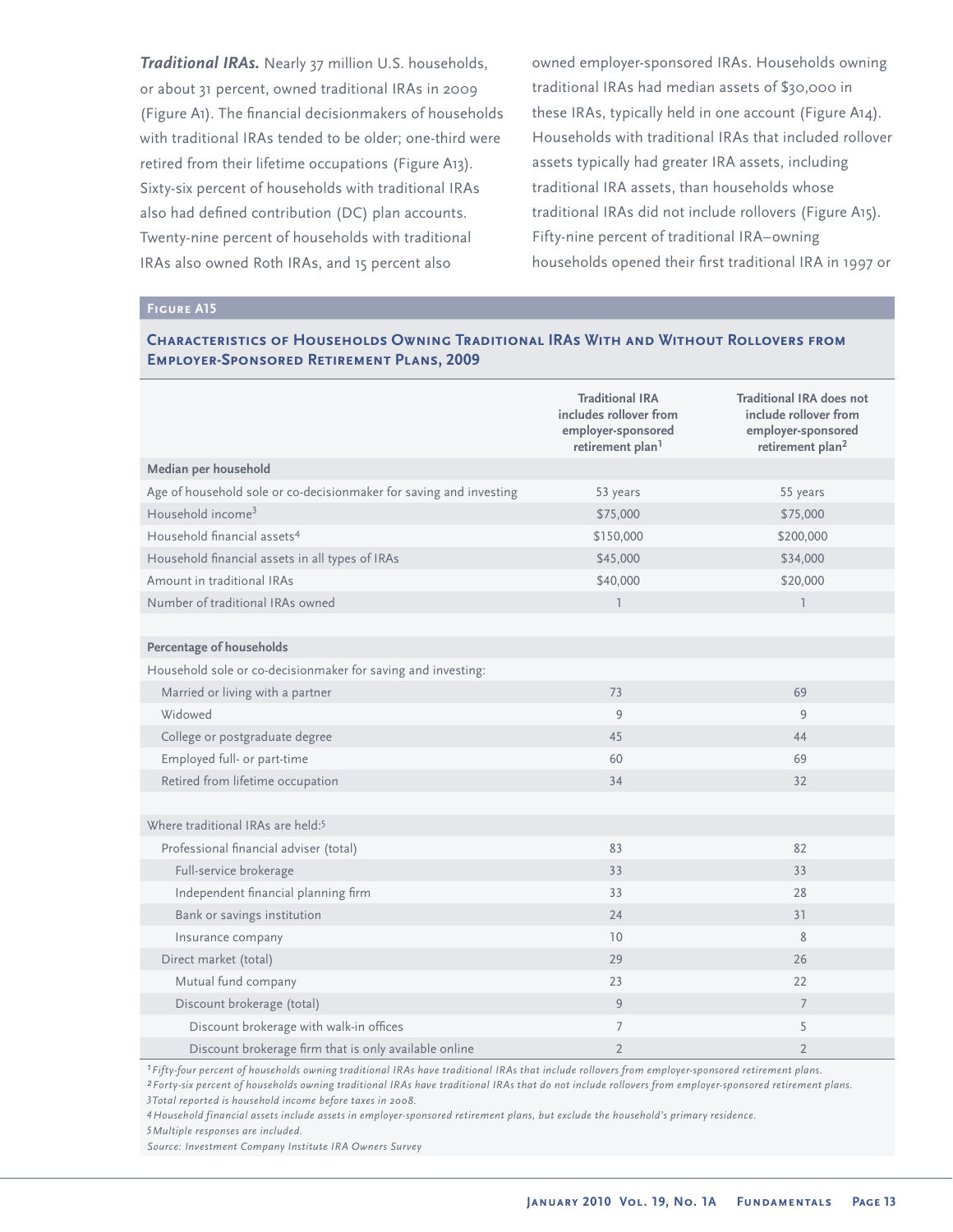***Traditional IRAs.*** Nearly 37 million U.S. households, or about 31 percent, owned traditional IRAs in 2009 (Figure A1). The financial decisionmakers of households with traditional IRAs tended to be older; one-third were retired from their lifetime occupations (Figure A13). Sixty-six percent of households with traditional IRAs also had defined contribution (DC) plan accounts. Twenty-nine percent of households with traditional IRAs also owned Roth IRAs, and 15 percent also owned employer-sponsored IRAs. Households owning traditional IRAs had median assets of $30,000 in these IRAs, typically held in one account (Figure A14). Households with traditional IRAs that included rollover assets typically had greater IRA assets, including traditional IRA assets, than households whose traditional IRAs did not include rollovers (Figure A15). Fifty-nine percent of traditional IRA–owning households opened their first traditional IRA in 1997 or

**Figure A15**

**Characteristics of Households Owning Traditional IRAs With and Without Rollovers from Employer-Sponsored Retirement Plans, 2009**

| | Traditional IRA includes rollover from employer-sponsored retirement plan[1] | Traditional IRA does not include rollover from employer-sponsored retirement plan[2] |
|---|---|---|
| **Median per household** | | |
| Age of household sole or co-decisionmaker for saving and investing | 53 years | 55 years |
| Household income[3] | $75,000 | $75,000 |
| Household financial assets[4] | $150,000 | $200,000 |
| Household financial assets in all types of IRAs | $45,000 | $34,000 |
| Amount in traditional IRAs | $40,000 | $20,000 |
| Number of traditional IRAs owned | 1 | 1 |
| | | |
| **Percentage of households** | | |
| Household sole or co-decisionmaker for saving and investing: | | |
| Married or living with a partner | 73 | 69 |
| Widowed | 9 | 9 |
| College or postgraduate degree | 45 | 44 |
| Employed full- or part-time | 60 | 69 |
| Retired from lifetime occupation | 34 | 32 |
| | | |
| Where traditional IRAs are held:[5] | | |
| Professional financial adviser (total) | 83 | 82 |
| Full-service brokerage | 33 | 33 |
| Independent financial planning firm | 33 | 28 |
| Bank or savings institution | 24 | 31 |
| Insurance company | 10 | 8 |
| Direct market (total) | 29 | 26 |
| Mutual fund company | 23 | 22 |
| Discount brokerage (total) | 9 | 7 |
| Discount brokerage with walk-in offices | 7 | 5 |
| Discount brokerage firm that is only available online | 2 | 2 |

*[1] Fifty-four percent of households owning traditional IRAs have traditional IRAs that include rollovers from employer-sponsored retirement plans.*

*[2] Forty-six percent of households owning traditional IRAs have traditional IRAs that do not include rollovers from employer-sponsored retirement plans.*

*[3] Total reported is household income before taxes in 2008.*

*[4] Household financial assets include assets in employer-sponsored retirement plans, but exclude the household's primary residence.*

*[5] Multiple responses are included.*

*Source: Investment Company Institute IRA Owners Survey*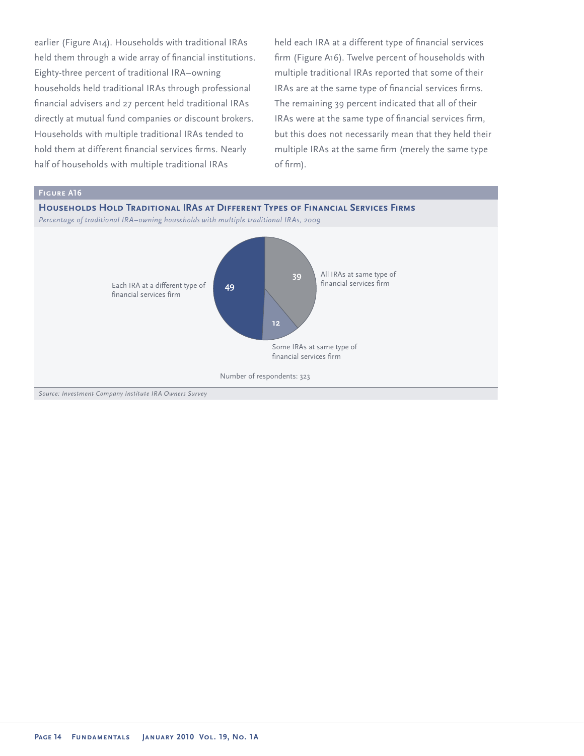earlier (Figure A14). Households with traditional IRAs held them through a wide array of financial institutions. Eighty-three percent of traditional IRA–owning households held traditional IRAs through professional financial advisers and 27 percent held traditional IRAs directly at mutual fund companies or discount brokers. Households with multiple traditional IRAs tended to hold them at different financial services firms. Nearly half of households with multiple traditional IRAs held each IRA at a different type of financial services firm (Figure A16). Twelve percent of households with multiple traditional IRAs reported that some of their IRAs are at the same type of financial services firms. The remaining 39 percent indicated that all of their IRAs were at the same type of financial services firm, but this does not necessarily mean that they held their multiple IRAs at the same firm (merely the same type of firm).

**Figure A16**

**Households Hold Traditional IRAs at Different Types of Financial Services Firms**

*Percentage of traditional IRA–owning households with multiple traditional IRAs, 2009*

| Category | Percent |
|---|---|
| Each IRA at a different type of financial services firm | 49 |
| All IRAs at same type of financial services firm | 39 |
| Some IRAs at same type of financial services firm | 12 |

Number of respondents: 323

*Source: Investment Company Institute IRA Owners Survey*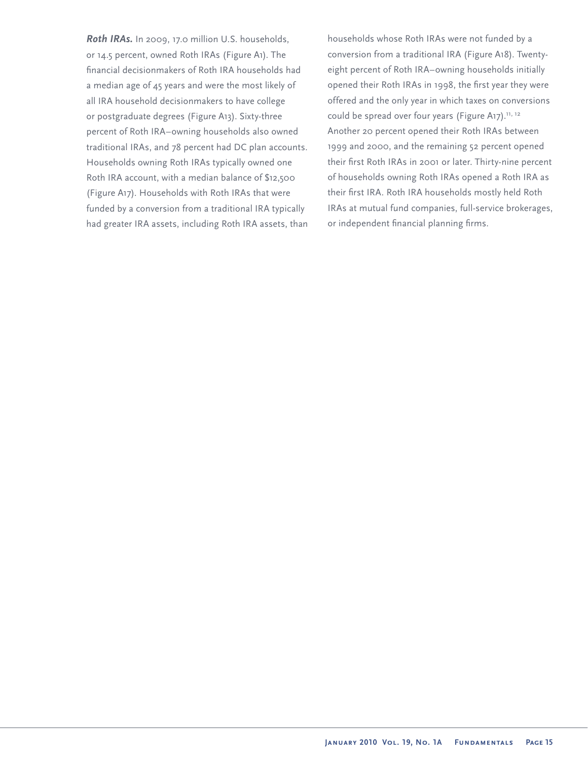***Roth IRAs.*** In 2009, 17.0 million U.S. households, or 14.5 percent, owned Roth IRAs (Figure A1). The financial decisionmakers of Roth IRA households had a median age of 45 years and were the most likely of all IRA household decisionmakers to have college or postgraduate degrees (Figure A13). Sixty-three percent of Roth IRA–owning households also owned traditional IRAs, and 78 percent had DC plan accounts. Households owning Roth IRAs typically owned one Roth IRA account, with a median balance of $12,500 (Figure A17). Households with Roth IRAs that were funded by a conversion from a traditional IRA typically had greater IRA assets, including Roth IRA assets, than households whose Roth IRAs were not funded by a conversion from a traditional IRA (Figure A18). Twenty-eight percent of Roth IRA–owning households initially opened their Roth IRAs in 1998, the first year they were offered and the only year in which taxes on conversions could be spread over four years (Figure A17).[11, 12] Another 20 percent opened their Roth IRAs between 1999 and 2000, and the remaining 52 percent opened their first Roth IRAs in 2001 or later. Thirty-nine percent of households owning Roth IRAs opened a Roth IRA as their first IRA. Roth IRA households mostly held Roth IRAs at mutual fund companies, full-service brokerages, or independent financial planning firms.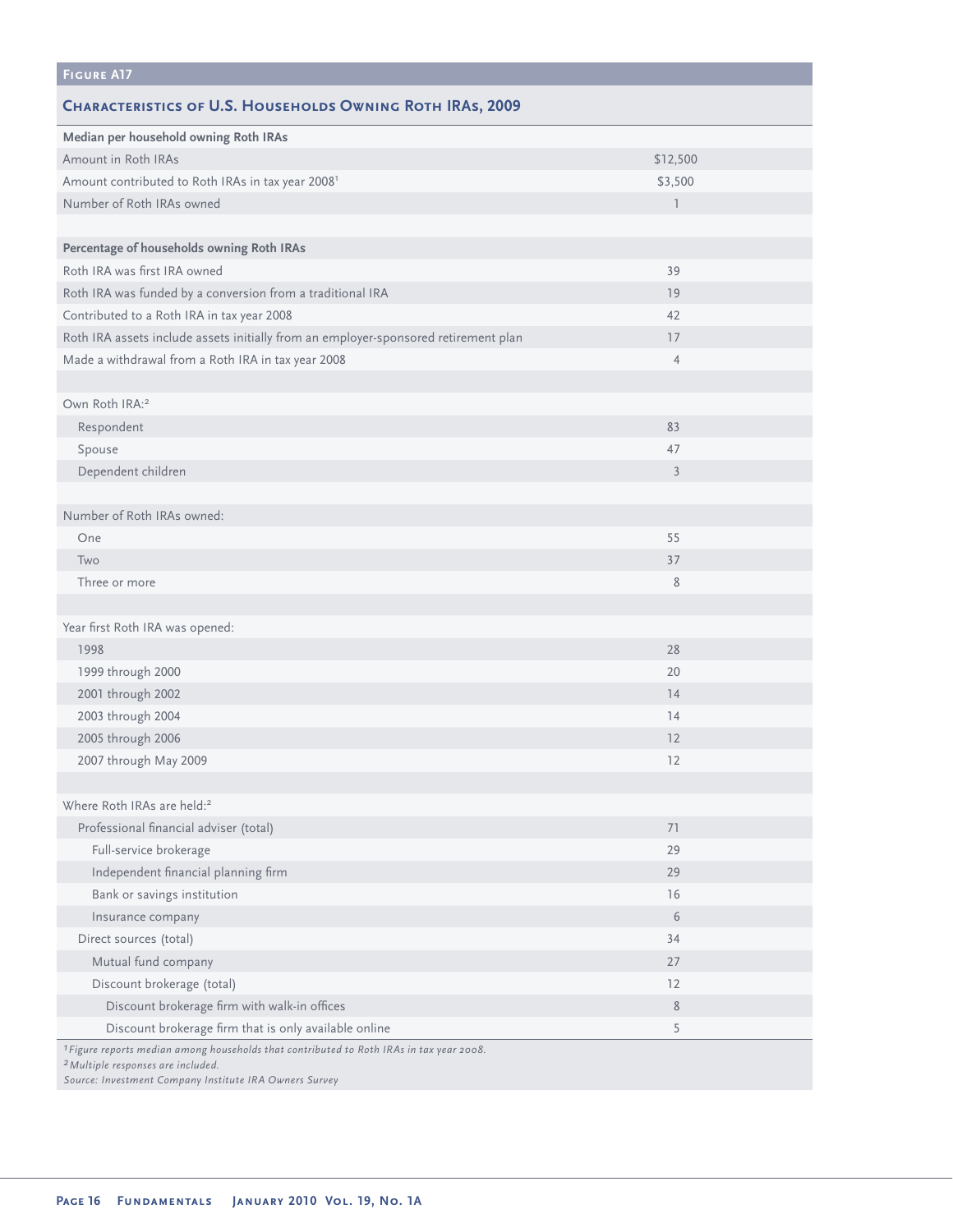**Figure A17**

## Characteristics of U.S. Households Owning Roth IRAs, 2009

| | |
|---|---|
| **Median per household owning Roth IRAs** | |
| Amount in Roth IRAs | $12,500 |
| Amount contributed to Roth IRAs in tax year 2008[1] | $3,500 |
| Number of Roth IRAs owned | 1 |
| | |
| **Percentage of households owning Roth IRAs** | |
| Roth IRA was first IRA owned | 39 |
| Roth IRA was funded by a conversion from a traditional IRA | 19 |
| Contributed to a Roth IRA in tax year 2008 | 42 |
| Roth IRA assets include assets initially from an employer-sponsored retirement plan | 17 |
| Made a withdrawal from a Roth IRA in tax year 2008 | 4 |
| | |
| Own Roth IRA:[2] | |
| Respondent | 83 |
| Spouse | 47 |
| Dependent children | 3 |
| | |
| Number of Roth IRAs owned: | |
| One | 55 |
| Two | 37 |
| Three or more | 8 |
| | |
| Year first Roth IRA was opened: | |
| 1998 | 28 |
| 1999 through 2000 | 20 |
| 2001 through 2002 | 14 |
| 2003 through 2004 | 14 |
| 2005 through 2006 | 12 |
| 2007 through May 2009 | 12 |
| | |
| Where Roth IRAs are held:[2] | |
| Professional financial adviser (total) | 71 |
| Full-service brokerage | 29 |
| Independent financial planning firm | 29 |
| Bank or savings institution | 16 |
| Insurance company | 6 |
| Direct sources (total) | 34 |
| Mutual fund company | 27 |
| Discount brokerage (total) | 12 |
| Discount brokerage firm with walk-in offices | 8 |
| Discount brokerage firm that is only available online | 5 |

[1] *Figure reports median among households that contributed to Roth IRAs in tax year 2008.*
[2] *Multiple responses are included.*
*Source: Investment Company Institute IRA Owners Survey*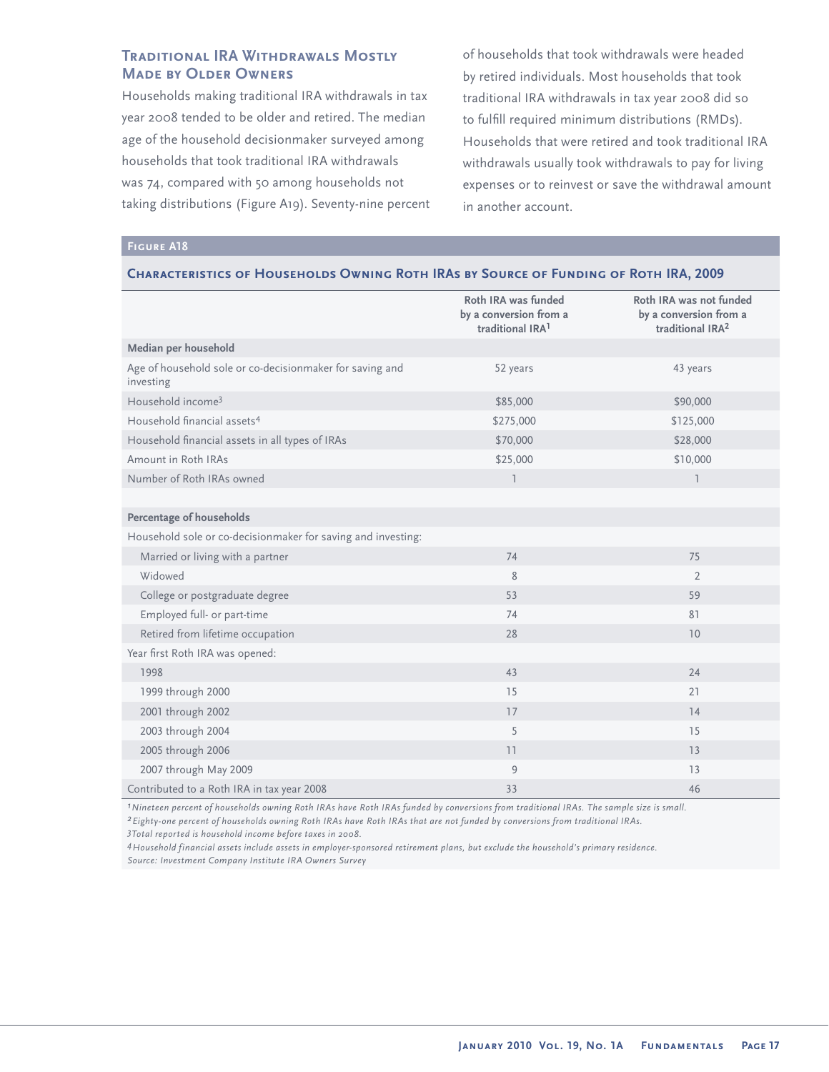## Traditional IRA Withdrawals Mostly Made by Older Owners

Households making traditional IRA withdrawals in tax year 2008 tended to be older and retired. The median age of the household decisionmaker surveyed among households that took traditional IRA withdrawals was 74, compared with 50 among households not taking distributions (Figure A19). Seventy-nine percent of households that took withdrawals were headed by retired individuals. Most households that took traditional IRA withdrawals in tax year 2008 did so to fulfill required minimum distributions (RMDs). Households that were retired and took traditional IRA withdrawals usually took withdrawals to pay for living expenses or to reinvest or save the withdrawal amount in another account.

**Figure A18**

**Characteristics of Households Owning Roth IRAs by Source of Funding of Roth IRA, 2009**

| | Roth IRA was funded by a conversion from a traditional IRA[1] | Roth IRA was not funded by a conversion from a traditional IRA[2] |
|---|---|---|
| **Median per household** | | |
| Age of household sole or co-decisionmaker for saving and investing | 52 years | 43 years |
| Household income[3] | $85,000 | $90,000 |
| Household financial assets[4] | $275,000 | $125,000 |
| Household financial assets in all types of IRAs | $70,000 | $28,000 |
| Amount in Roth IRAs | $25,000 | $10,000 |
| Number of Roth IRAs owned | 1 | 1 |
| **Percentage of households** | | |
| Household sole or co-decisionmaker for saving and investing: | | |
| Married or living with a partner | 74 | 75 |
| Widowed | 8 | 2 |
| College or postgraduate degree | 53 | 59 |
| Employed full- or part-time | 74 | 81 |
| Retired from lifetime occupation | 28 | 10 |
| Year first Roth IRA was opened: | | |
| 1998 | 43 | 24 |
| 1999 through 2000 | 15 | 21 |
| 2001 through 2002 | 17 | 14 |
| 2003 through 2004 | 5 | 15 |
| 2005 through 2006 | 11 | 13 |
| 2007 through May 2009 | 9 | 13 |
| Contributed to a Roth IRA in tax year 2008 | 33 | 46 |

*[1] Nineteen percent of households owning Roth IRAs have Roth IRAs funded by conversions from traditional IRAs. The sample size is small.*
*[2] Eighty-one percent of households owning Roth IRAs have Roth IRAs that are not funded by conversions from traditional IRAs.*
*[3] Total reported is household income before taxes in 2008.*
*[4] Household financial assets include assets in employer-sponsored retirement plans, but exclude the household's primary residence.*
*Source: Investment Company Institute IRA Owners Survey*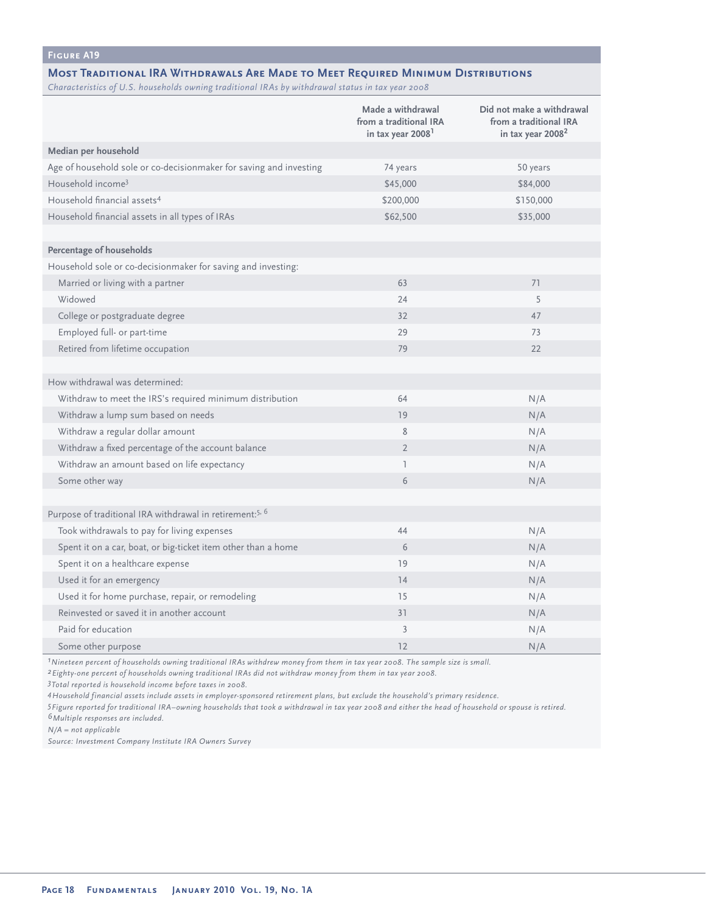**Figure A19**

## Most Traditional IRA Withdrawals Are Made to Meet Required Minimum Distributions

*Characteristics of U.S. households owning traditional IRAs by withdrawal status in tax year 2008*

| | Made a withdrawal from a traditional IRA in tax year 2008[1] | Did not make a withdrawal from a traditional IRA in tax year 2008[2] |
|---|---|---|
| **Median per household** | | |
| Age of household sole or co-decisionmaker for saving and investing | 74 years | 50 years |
| Household income[3] | $45,000 | $84,000 |
| Household financial assets[4] | $200,000 | $150,000 |
| Household financial assets in all types of IRAs | $62,500 | $35,000 |
| | | |
| **Percentage of households** | | |
| Household sole or co-decisionmaker for saving and investing: | | |
| Married or living with a partner | 63 | 71 |
| Widowed | 24 | 5 |
| College or postgraduate degree | 32 | 47 |
| Employed full- or part-time | 29 | 73 |
| Retired from lifetime occupation | 79 | 22 |
| | | |
| How withdrawal was determined: | | |
| Withdraw to meet the IRS's required minimum distribution | 64 | N/A |
| Withdraw a lump sum based on needs | 19 | N/A |
| Withdraw a regular dollar amount | 8 | N/A |
| Withdraw a fixed percentage of the account balance | 2 | N/A |
| Withdraw an amount based on life expectancy | 1 | N/A |
| Some other way | 6 | N/A |
| | | |
| Purpose of traditional IRA withdrawal in retirement:[5, 6] | | |
| Took withdrawals to pay for living expenses | 44 | N/A |
| Spent it on a car, boat, or big-ticket item other than a home | 6 | N/A |
| Spent it on a healthcare expense | 19 | N/A |
| Used it for an emergency | 14 | N/A |
| Used it for home purchase, repair, or remodeling | 15 | N/A |
| Reinvested or saved it in another account | 31 | N/A |
| Paid for education | 3 | N/A |
| Some other purpose | 12 | N/A |

[1] *Nineteen percent of households owning traditional IRAs withdrew money from them in tax year 2008. The sample size is small.*

[2] *Eighty-one percent of households owning traditional IRAs did not withdraw money from them in tax year 2008.*

[3] *Total reported is household income before taxes in 2008.*

[4] *Household financial assets include assets in employer-sponsored retirement plans, but exclude the household's primary residence.*

[5] *Figure reported for traditional IRA–owning households that took a withdrawal in tax year 2008 and either the head of household or spouse is retired.*

[6] *Multiple responses are included.*

*N/A = not applicable*

*Source: Investment Company Institute IRA Owners Survey*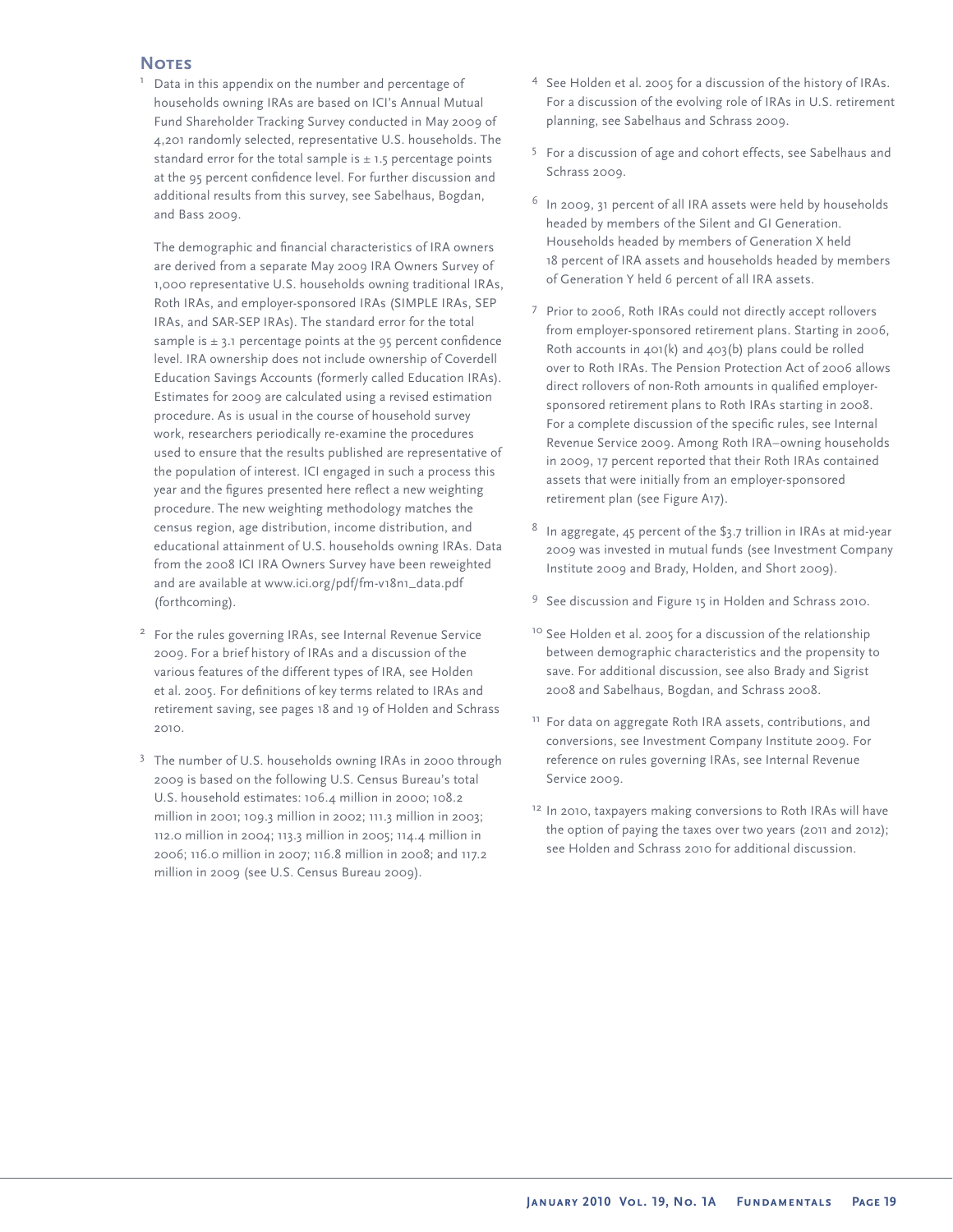## Notes

1 Data in this appendix on the number and percentage of households owning IRAs are based on ICI's Annual Mutual Fund Shareholder Tracking Survey conducted in May 2009 of 4,201 randomly selected, representative U.S. households. The standard error for the total sample is ± 1.5 percentage points at the 95 percent confidence level. For further discussion and additional results from this survey, see Sabelhaus, Bogdan, and Bass 2009.

The demographic and financial characteristics of IRA owners are derived from a separate May 2009 IRA Owners Survey of 1,000 representative U.S. households owning traditional IRAs, Roth IRAs, and employer-sponsored IRAs (SIMPLE IRAs, SEP IRAs, and SAR-SEP IRAs). The standard error for the total sample is ± 3.1 percentage points at the 95 percent confidence level. IRA ownership does not include ownership of Coverdell Education Savings Accounts (formerly called Education IRAs). Estimates for 2009 are calculated using a revised estimation procedure. As is usual in the course of household survey work, researchers periodically re-examine the procedures used to ensure that the results published are representative of the population of interest. ICI engaged in such a process this year and the figures presented here reflect a new weighting procedure. The new weighting methodology matches the census region, age distribution, income distribution, and educational attainment of U.S. households owning IRAs. Data from the 2008 ICI IRA Owners Survey have been reweighted and are available at www.ici.org/pdf/fm-v18n1_data.pdf (forthcoming).

2 For the rules governing IRAs, see Internal Revenue Service 2009. For a brief history of IRAs and a discussion of the various features of the different types of IRA, see Holden et al. 2005. For definitions of key terms related to IRAs and retirement saving, see pages 18 and 19 of Holden and Schrass 2010.

3 The number of U.S. households owning IRAs in 2000 through 2009 is based on the following U.S. Census Bureau's total U.S. household estimates: 106.4 million in 2000; 108.2 million in 2001; 109.3 million in 2002; 111.3 million in 2003; 112.0 million in 2004; 113.3 million in 2005; 114.4 million in 2006; 116.0 million in 2007; 116.8 million in 2008; and 117.2 million in 2009 (see U.S. Census Bureau 2009).

4 See Holden et al. 2005 for a discussion of the history of IRAs. For a discussion of the evolving role of IRAs in U.S. retirement planning, see Sabelhaus and Schrass 2009.

5 For a discussion of age and cohort effects, see Sabelhaus and Schrass 2009.

6 In 2009, 31 percent of all IRA assets were held by households headed by members of the Silent and GI Generation. Households headed by members of Generation X held 18 percent of IRA assets and households headed by members of Generation Y held 6 percent of all IRA assets.

7 Prior to 2006, Roth IRAs could not directly accept rollovers from employer-sponsored retirement plans. Starting in 2006, Roth accounts in 401(k) and 403(b) plans could be rolled over to Roth IRAs. The Pension Protection Act of 2006 allows direct rollovers of non-Roth amounts in qualified employer-sponsored retirement plans to Roth IRAs starting in 2008. For a complete discussion of the specific rules, see Internal Revenue Service 2009. Among Roth IRA–owning households in 2009, 17 percent reported that their Roth IRAs contained assets that were initially from an employer-sponsored retirement plan (see Figure A17).

8 In aggregate, 45 percent of the $3.7 trillion in IRAs at mid-year 2009 was invested in mutual funds (see Investment Company Institute 2009 and Brady, Holden, and Short 2009).

9 See discussion and Figure 15 in Holden and Schrass 2010.

10 See Holden et al. 2005 for a discussion of the relationship between demographic characteristics and the propensity to save. For additional discussion, see also Brady and Sigrist 2008 and Sabelhaus, Bogdan, and Schrass 2008.

11 For data on aggregate Roth IRA assets, contributions, and conversions, see Investment Company Institute 2009. For reference on rules governing IRAs, see Internal Revenue Service 2009.

12 In 2010, taxpayers making conversions to Roth IRAs will have the option of paying the taxes over two years (2011 and 2012); see Holden and Schrass 2010 for additional discussion.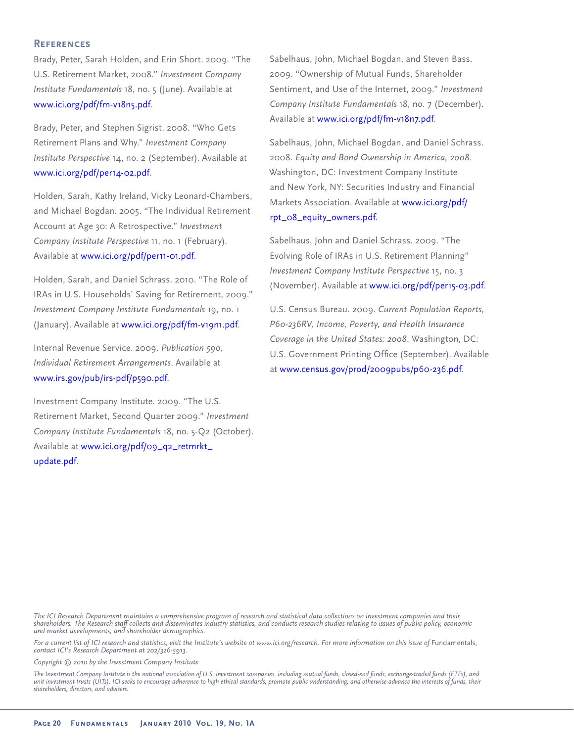## References

Brady, Peter, Sarah Holden, and Erin Short. 2009. "The U.S. Retirement Market, 2008." *Investment Company Institute Fundamentals* 18, no. 5 (June). Available at www.ici.org/pdf/fm-v18n5.pdf.

Brady, Peter, and Stephen Sigrist. 2008. "Who Gets Retirement Plans and Why." *Investment Company Institute Perspective* 14, no. 2 (September). Available at www.ici.org/pdf/per14-02.pdf.

Holden, Sarah, Kathy Ireland, Vicky Leonard-Chambers, and Michael Bogdan. 2005. "The Individual Retirement Account at Age 30: A Retrospective." *Investment Company Institute Perspective* 11, no. 1 (February). Available at www.ici.org/pdf/per11-01.pdf.

Holden, Sarah, and Daniel Schrass. 2010. "The Role of IRAs in U.S. Households' Saving for Retirement, 2009." *Investment Company Institute Fundamentals* 19, no. 1 (January). Available at www.ici.org/pdf/fm-v19n1.pdf.

Internal Revenue Service. 2009. *Publication 590, Individual Retirement Arrangements*. Available at www.irs.gov/pub/irs-pdf/p590.pdf.

Investment Company Institute. 2009. "The U.S. Retirement Market, Second Quarter 2009." *Investment Company Institute Fundamentals* 18, no. 5-Q2 (October). Available at www.ici.org/pdf/09_q2_retmrkt_update.pdf.

Sabelhaus, John, Michael Bogdan, and Steven Bass. 2009. "Ownership of Mutual Funds, Shareholder Sentiment, and Use of the Internet, 2009." *Investment Company Institute Fundamentals* 18, no. 7 (December). Available at www.ici.org/pdf/fm-v18n7.pdf.

Sabelhaus, John, Michael Bogdan, and Daniel Schrass. 2008. *Equity and Bond Ownership in America, 2008*. Washington, DC: Investment Company Institute and New York, NY: Securities Industry and Financial Markets Association. Available at www.ici.org/pdf/rpt_08_equity_owners.pdf.

Sabelhaus, John and Daniel Schrass. 2009. "The Evolving Role of IRAs in U.S. Retirement Planning" *Investment Company Institute Perspective* 15, no. 3 (November). Available at www.ici.org/pdf/per15-03.pdf.

U.S. Census Bureau. 2009. *Current Population Reports, P60-236RV, Income, Poverty, and Health Insurance Coverage in the United States: 2008*. Washington, DC: U.S. Government Printing Office (September). Available at www.census.gov/prod/2009pubs/p60-236.pdf.

*The ICI Research Department maintains a comprehensive program of research and statistical data collections on investment companies and their shareholders. The Research staff collects and disseminates industry statistics, and conducts research studies relating to issues of public policy, economic and market developments, and shareholder demographics.*

*For a current list of ICI research and statistics, visit the Institute's website at www.ici.org/research. For more information on this issue of* Fundamentals, *contact ICI's Research Department at 202/326-5913.*

*Copyright © 2010 by the Investment Company Institute*

*The Investment Company Institute is the national association of U.S. investment companies, including mutual funds, closed-end funds, exchange-traded funds (ETFs), and unit investment trusts (UITs). ICI seeks to encourage adherence to high ethical standards, promote public understanding, and otherwise advance the interests of funds, their shareholders, directors, and advisers.*